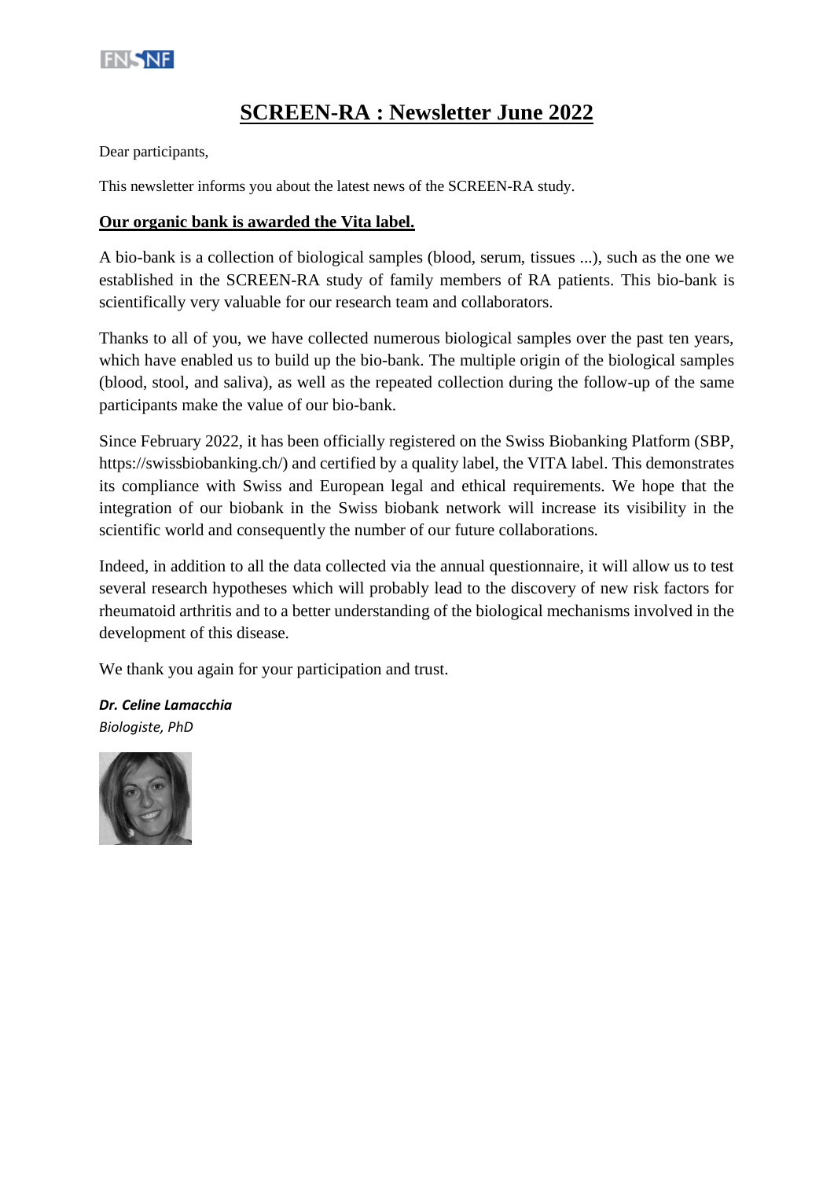# SCREEN-RA : Newsletter June 2022

Dear participants,

This newsletter informs you about the latest news of the SCREEN-RA study.

**Our organic bank is awarded the Vita label.**

A bio-bank is a collection of biological samples (blood, serum, tissues ...), such as the one we established in the SCREEN-RA study of family members of RA patients. This bio-bank is scientifically very valuable for our research team and collaborators.

Thanks to all of you, we have collected numerous biological samples over the past ten years, which have enabled us to build up the bio-bank. The multiple origin of the biological samples (blood, stool, and saliva), as well as the repeated collection during the follow-up of the same participants make the value of our bio-bank.

Since February 2022, it has been officially registered on the Swiss Biobanking Platform (SBP, https://swissbiobanking.ch/) and certified by a quality label, the VITA label. This demonstrates its compliance with Swiss and European legal and ethical requirements. We hope that the integration of our biobank in the Swiss biobank network will increase its visibility in the scientific world and consequently the number of our future collaborations.

Indeed, in addition to all the data collected via the annual questionnaire, it will allow us to test several research hypotheses which will probably lead to the discovery of new risk factors for rheumatoid arthritis and to a better understanding of the biological mechanisms involved in the development of this disease.

We thank you again for your participation and trust.

***Dr. Celine Lamacchia***
*Biologiste, PhD*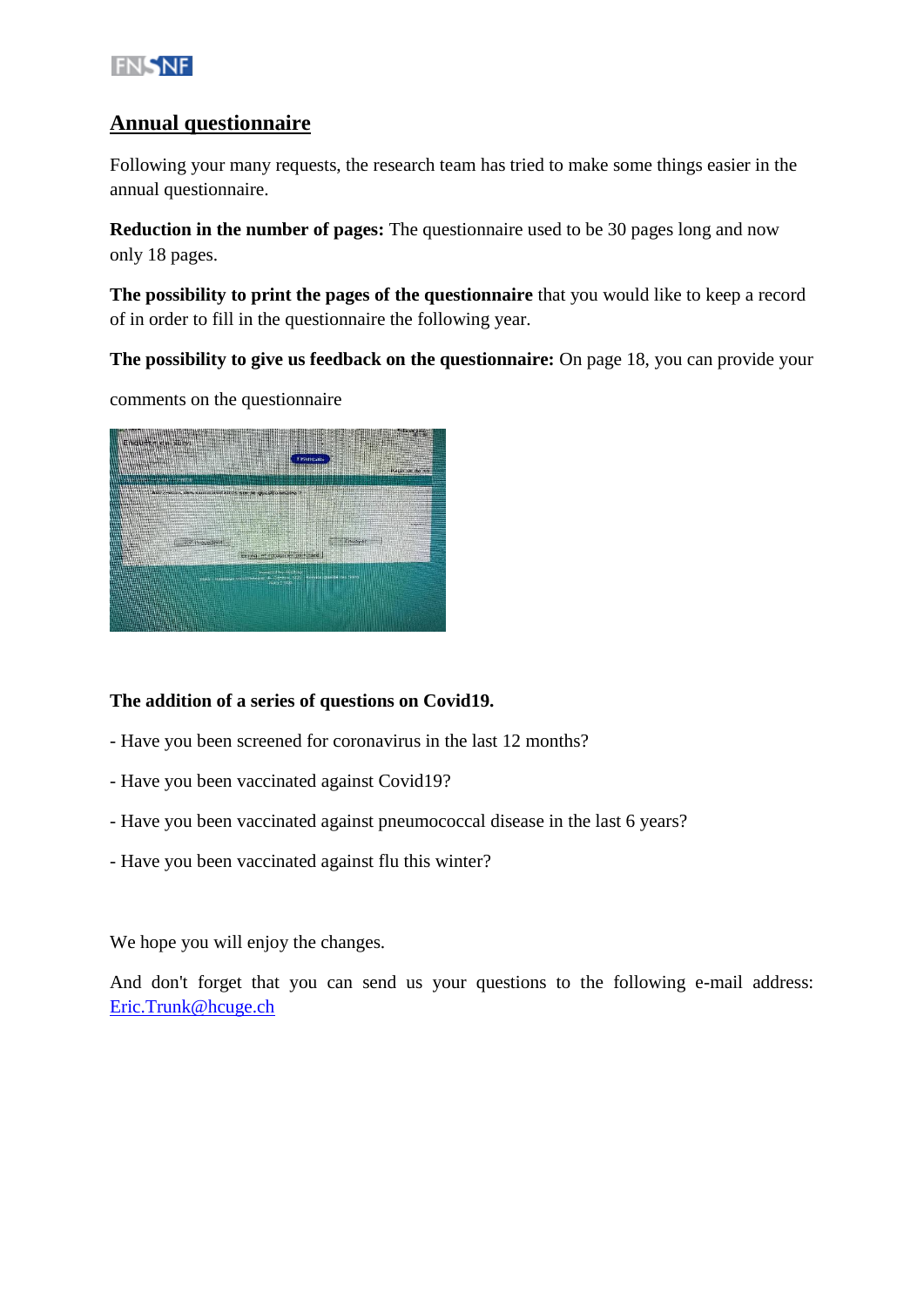## Annual questionnaire

Following your many requests, the research team has tried to make some things easier in the annual questionnaire.

**Reduction in the number of pages:** The questionnaire used to be 30 pages long and now only 18 pages.

**The possibility to print the pages of the questionnaire** that you would like to keep a record of in order to fill in the questionnaire the following year.

**The possibility to give us feedback on the questionnaire:** On page 18, you can provide your comments on the questionnaire

**The addition of a series of questions on Covid19.**

- Have you been screened for coronavirus in the last 12 months?

- Have you been vaccinated against Covid19?

- Have you been vaccinated against pneumococcal disease in the last 6 years?

- Have you been vaccinated against flu this winter?

We hope you will enjoy the changes.

And don't forget that you can send us your questions to the following e-mail address: Eric.Trunk@hcuge.ch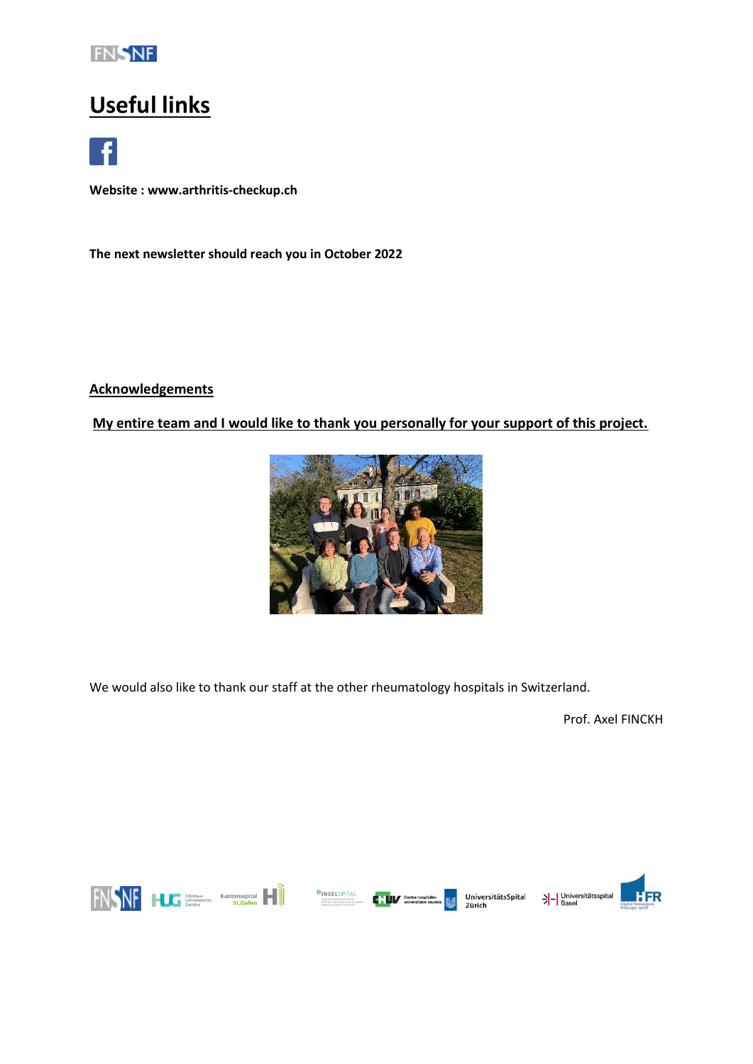# Useful links

**Website : www.arthritis-checkup.ch**

**The next newsletter should reach you in October 2022**

## Acknowledgements

**My entire team and I would like to thank you personally for your support of this project.**

We would also like to thank our staff at the other rheumatology hospitals in Switzerland.

Prof. Axel FINCKH